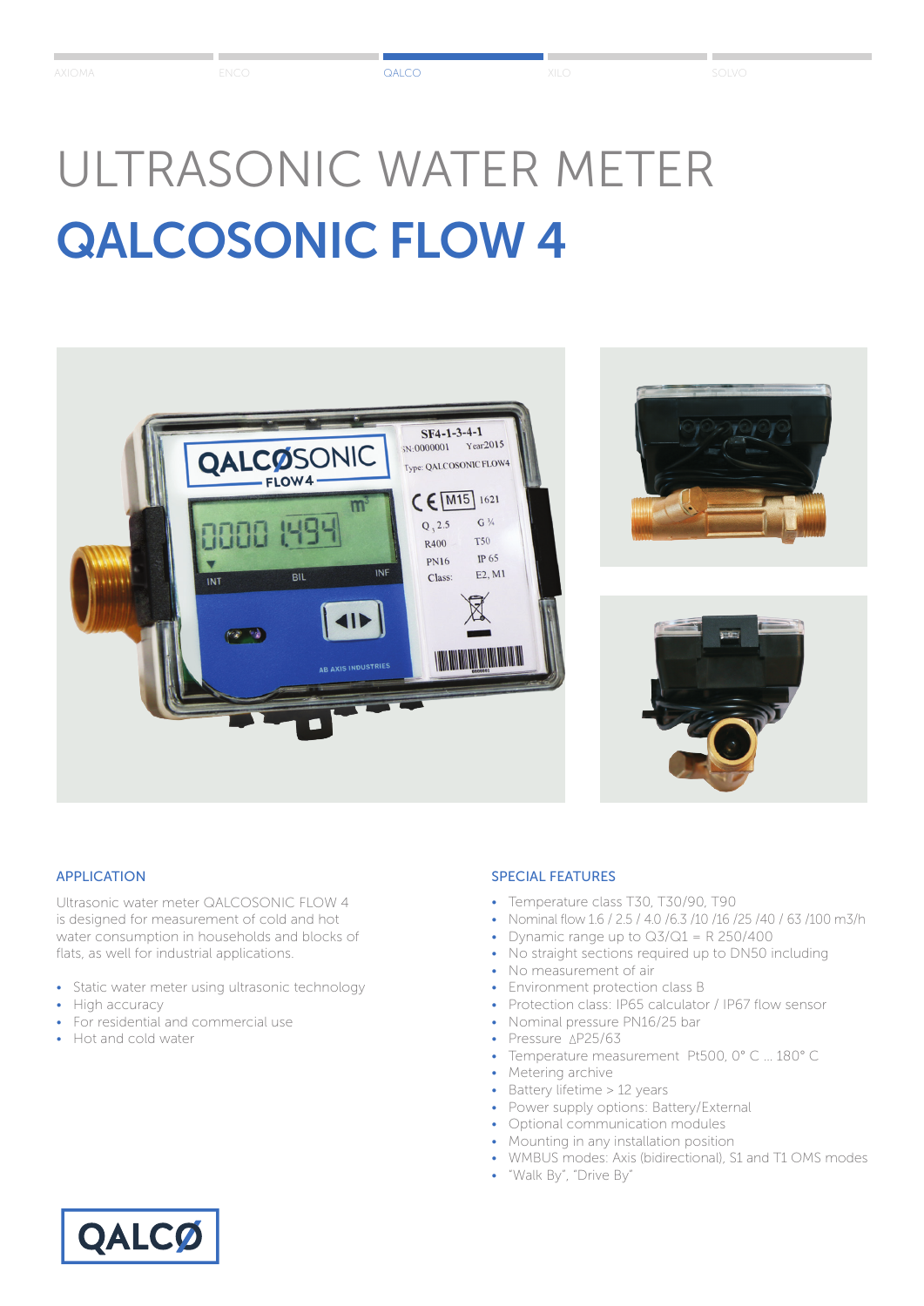AXIOMA ENCO QALCO XILO SOLVO

# ULTRASONIC WATER METER

# QALCOSONIC FLOW 4

## APPLICATION

Ultrasonic water meter QALCOSONIC FLOW 4 is designed for measurement of cold and hot water consumption in households and blocks of flats, as well as for industrial applications.

- Static water meter using ultrasonic technology
- High accuracy
- For residential and commercial use
- Hot and cold water

## SPECIAL FEATURES

- Temperature class T30, T30/90, T90
- Nominal flow 1.6 / 2.5 / 4.0 /6.3 /10 /16 /25 /40 / 63 /100 m3/h
- Dynamic range up to Q3/Q1 = R 250/400
- No straight sections required up to DN50 including
- No measurement of air
- Environment protection class B
- Protection class: IP65 calculator / IP67 flow sensor
- Nominal pressure PN16/25 bar
- Pressure ∆P25/63
- Temperature measurement Pt500, 0° C ... 180° C
- Metering archive
- Battery lifetime > 12 years
- Power supply options: Battery/External
- Optional communication modules
- Mounting in any installation position
- WMBUS modes: Axis (bidirectional), S1 and T1 OMS modes
- "Walk By", "Drive By"

QALCØ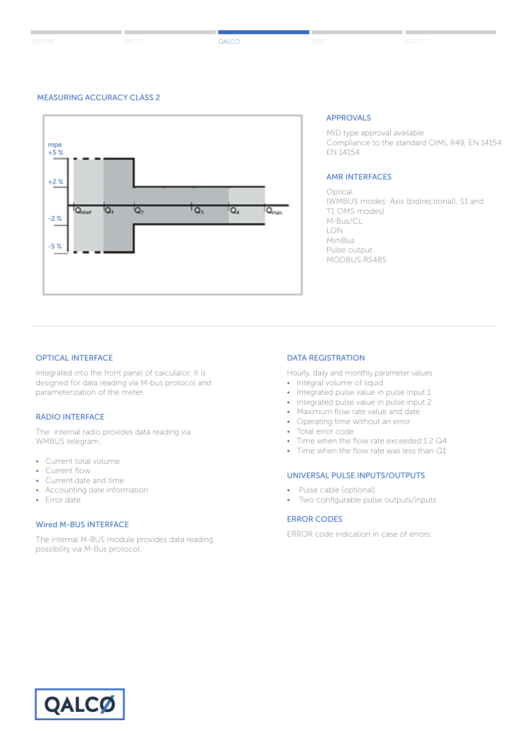## MEASURING ACCURACY CLASS 2

mpe
+5 %
+2 %
-2 %
-5 %

$Q_{start}$ $Q_1$ $Q_2$ $Q_3$ $Q_4$ $Q_{max}$

## APPROVALS

MID type approval available
Compliance to the standard OIML R49, EN 14154
EN 14154

## AMR INTERFACES

Optical
(WMBUS modes: Axis (bidirectional), S1 and
T1 OMS modes)
M-Bus/CL
LON
MiniBus
Pulse output
MODBUS RS485

## OPTICAL INTERFACE

Integrated into the front panel of calculator. It is designed for data reading via M-bus protocol and parameterization of the meter.

## RADIO INTERFACE

The internal radio provides data reading via WMBUS telegram:

- Current total volume
- Current flow
- Current date and time
- Accounting date information
- Error date

## Wired M-BUS INTERFACE

The internal M-BUS module provides data reading possibility via M-Bus protocol.

## DATA REGISTRATION

Hourly, daily and monthly parameter values

- Integral volume of liquid
- Integrated pulse value in pulse input 1
- Integrated pulse value in pulse input 2
- Maximum flow rate value and date
- Operating time without an error
- Total error code
- Time when the flow rate exceeded 1.2 Q4
- Time when the flow rate was less than Q1

## UNIVERSAL PULSE INPUTS/OUTPUTS

- Pulse cable (optional)
- Two configurable pulse outputs/inputs

## ERROR CODES

ERROR code indication in case of errors.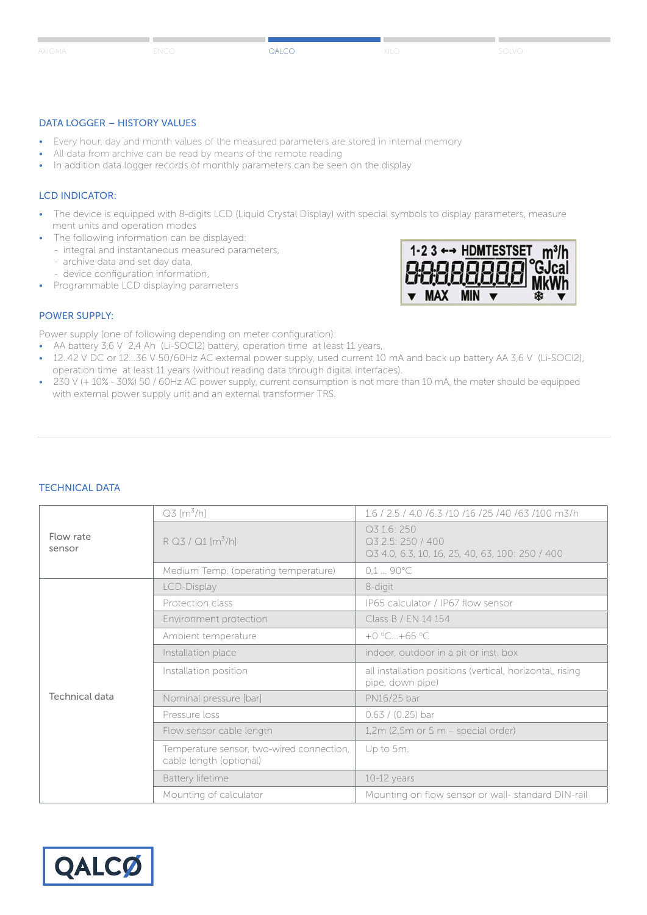## DATA LOGGER – HISTORY VALUES

- Every hour, day and month values of the measured parameters are stored in internal memory
- All data from archive can be read by means of the remote reading
- In addition data logger records of monthly parameters can be seen on the display

## LCD INDICATOR:

- The device is equipped with 8-digits LCD (Liquid Crystal Display) with special symbols to display parameters, measure ment units and operation modes
- The following information can be displayed:
  - integral and instantaneous measured parameters,
  - archive data and set day data,
  - device configuration information,
- Programmable LCD displaying parameters

## POWER SUPPLY:

Power supply (one of following depending on meter configuration):

- AA battery 3,6 V 2,4 Ah (Li-SOCl2) battery, operation time at least 11 years,
- 12..42 V DC or 12...36 V 50/60Hz AC external power supply, used current 10 mA and back up battery AA 3,6 V (Li-SOCl2), operation time at least 11 years (without reading data through digital interfaces).
- 230 V (+ 10% - 30%) 50 / 60Hz AC power supply, current consumption is not more than 10 mA, the meter should be equipped with external power supply unit and an external transformer TRS.

## TECHNICAL DATA

| | | |
|---|---|---|
| Flow rate sensor | Q3 [$m^3/h$] | 1.6 / 2.5 / 4.0 /6.3 /10 /16 /25 /40 /63 /100 m3/h |
| | R Q3 / Q1 [$m^3/h$] | Q3 1.6: 250<br>Q3 2.5: 250 / 400<br>Q3 4.0, 6.3, 10, 16, 25, 40, 63, 100: 250 / 400 |
| | Medium Temp. (operating temperature) | 0,1 ... 90°C |
| Technical data | LCD-Display | 8-digit |
| | Protection class | IP65 calculator / IP67 flow sensor |
| | Environment protection | Class B / EN 14 154 |
| | Ambient temperature | +0 °C...+65 °C |
| | Installation place | indoor, outdoor in a pit or inst. box |
| | Installation position | all installation positions (vertical, horizontal, rising pipe, down pipe) |
| | Nominal pressure [bar] | PN16/25 bar |
| | Pressure loss | 0.63 / (0.25) bar |
| | Flow sensor cable length | 1,2m (2,5m or 5 m – special order) |
| | Temperature sensor, two-wired connection, cable length (optional) | Up to 5m. |
| | Battery lifetime | 10-12 years |
| | Mounting of calculator | Mounting on flow sensor or wall- standard DIN-rail |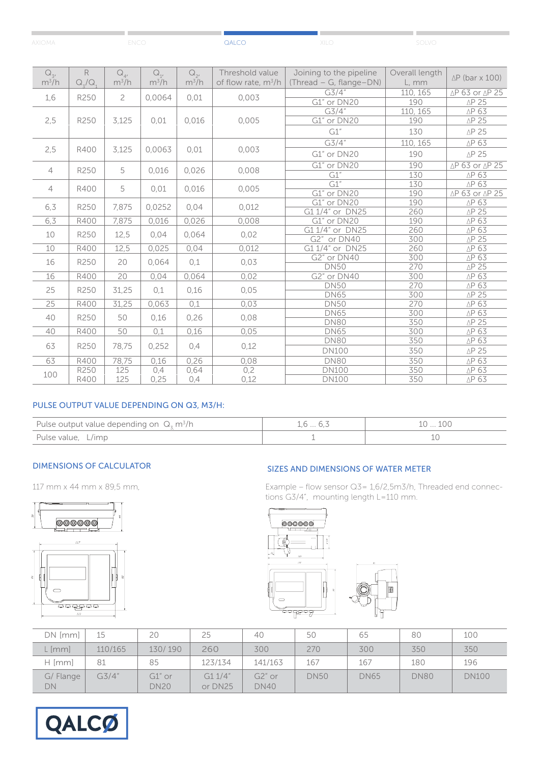AXIOMA | ENCO | QALCO | XILO | SOLVO

| $Q_3$, m³/h | R $Q_3/Q_1$ | $Q_4$, m³/h | $Q_1$, m³/h | $Q_2$, m³/h | Threshold value of flow rate, m³/h | Joining to the pipeline (Thread – G, flange–DN) | Overall length L, mm | ΔP (bar x 100) |
|---|---|---|---|---|---|---|---|---|
| 1,6 | R250 | 2 | 0,0064 | 0,01 | 0,003 | G3/4" | 110, 165 | ΔP 63 or ΔP 25 |
| | | | | | | G1" or DN20 | 190 | ΔP 25 |
| 2,5 | R250 | 3,125 | 0,01 | 0,016 | 0,005 | G3/4" | 110, 165 | ΔP 63 |
| | | | | | | G1" or DN20 | 190 | ΔP 25 |
| | | | | | | G1" | 130 | ΔP 25 |
| 2,5 | R400 | 3,125 | 0,0063 | 0,01 | 0,003 | G3/4" | 110, 165 | ΔP 63 |
| | | | | | | G1" or DN20 | 190 | ΔP 25 |
| 4 | R250 | 5 | 0,016 | 0,026 | 0,008 | G1" or DN20 | 190 | ΔP 63 or ΔP 25 |
| | | | | | | G1" | 130 | ΔP 63 |
| 4 | R400 | 5 | 0,01 | 0,016 | 0,005 | G1" | 130 | ΔP 63 |
| | | | | | | G1" or DN20 | 190 | ΔP 63 or ΔP 25 |
| 6,3 | R250 | 7,875 | 0,0252 | 0,04 | 0,012 | G1" or DN20 | 190 | ΔP 63 |
| | | | | | | G1 1/4" or DN25 | 260 | ΔP 25 |
| 6,3 | R400 | 7,875 | 0,016 | 0,026 | 0,008 | G1" or DN20 | 190 | ΔP 63 |
| 10 | R250 | 12,5 | 0,04 | 0,064 | 0,02 | G1 1/4" or DN25 | 260 | ΔP 63 |
| | | | | | | G2" or DN40 | 300 | ΔP 25 |
| 10 | R400 | 12,5 | 0,025 | 0,04 | 0,012 | G1 1/4" or DN25 | 260 | ΔP 63 |
| 16 | R250 | 20 | 0,064 | 0,1 | 0,03 | G2" or DN40 | 300 | ΔP 63 |
| | | | | | | DN50 | 270 | ΔP 25 |
| 16 | R400 | 20 | 0,04 | 0,064 | 0,02 | G2" or DN40 | 300 | ΔP 63 |
| 25 | R250 | 31,25 | 0,1 | 0,16 | 0,05 | DN50 | 270 | ΔP 63 |
| | | | | | | DN65 | 300 | ΔP 25 |
| 25 | R400 | 31,25 | 0,063 | 0,1 | 0,03 | DN50 | 270 | ΔP 63 |
| 40 | R250 | 50 | 0,16 | 0,26 | 0,08 | DN65 | 300 | ΔP 63 |
| | | | | | | DN80 | 350 | ΔP 25 |
| 40 | R400 | 50 | 0,1 | 0,16 | 0,05 | DN65 | 300 | ΔP 63 |
| 63 | R250 | 78,75 | 0,252 | 0,4 | 0,12 | DN80 | 350 | ΔP 63 |
| | | | | | | DN100 | 350 | ΔP 25 |
| 63 | R400 | 78,75 | 0,16 | 0,26 | 0,08 | DN80 | 350 | ΔP 63 |
| 100 | R250 | 125 | 0,4 | 0,64 | 0,2 | DN100 | 350 | ΔP 63 |
| | R400 | 125 | 0,25 | 0,4 | 0,12 | DN100 | 350 | ΔP 63 |

## PULSE OUTPUT VALUE DEPENDING ON Q3, M3/H:

| Pulse output value depending on $Q_3$ m³/h | 1,6 ... 6,3 | 10 ... 100 |
|---|---|---|
| Pulse value, L/imp | 1 | 10 |

## DIMENSIONS OF CALCULATOR

117 mm x 44 mm x 89,5 mm,

## SIZES AND DIMENSIONS OF WATER METER

Example – flow sensor Q3= 1,6/2,5m3/h, Threaded end connections G3/4", mounting length L=110 mm.

| DN [mm] | 15 | 20 | 25 | 40 | 50 | 65 | 80 | 100 |
|---|---|---|---|---|---|---|---|---|
| L [mm] | 110/165 | 130/ 190 | 260 | 300 | 270 | 300 | 350 | 350 |
| H [mm] | 81 | 85 | 123/134 | 141/163 | 167 | 167 | 180 | 196 |
| G/ Flange DN | G3/4" | G1" or DN20 | G1 1/4" or DN25 | G2" or DN40 | DN50 | DN65 | DN80 | DN100 |

QALCØ